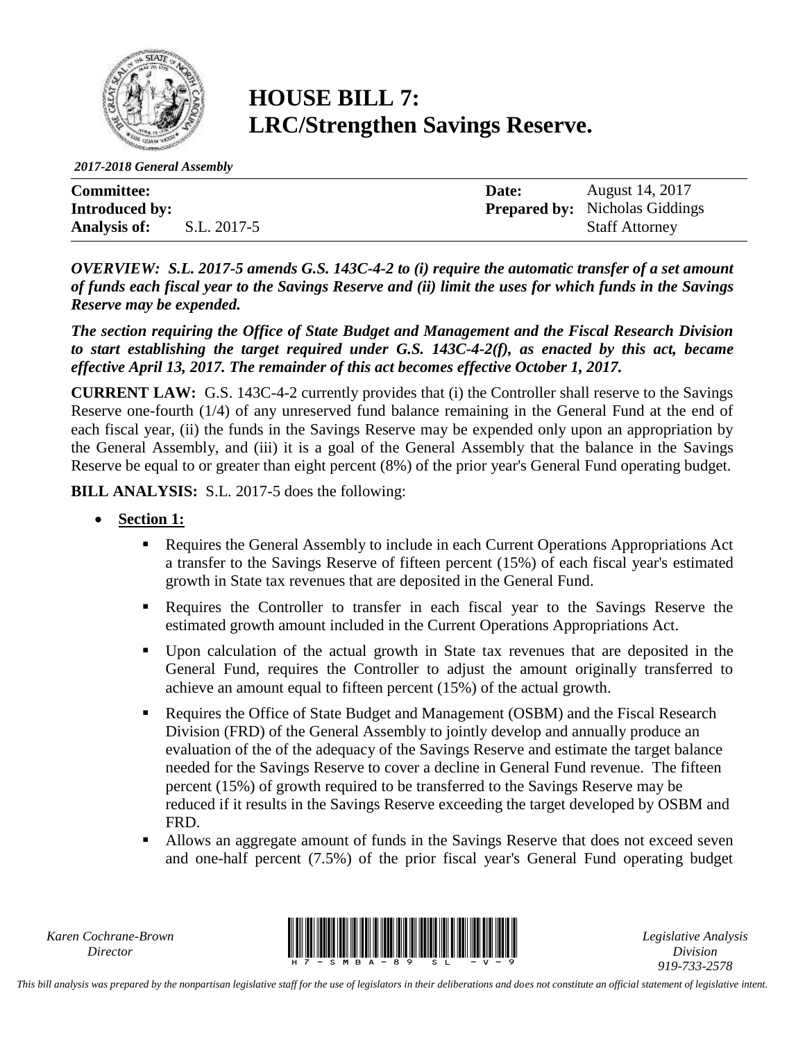# HOUSE BILL 7: LRC/Strengthen Savings Reserve.

*2017-2018 General Assembly*

| | | | |
|---|---|---|---|
| **Committee:** | | **Date:** | August 14, 2017 |
| **Introduced by:** | | **Prepared by:** | Nicholas Giddings |
| **Analysis of:** | S.L. 2017-5 | | Staff Attorney |

***OVERVIEW: S.L. 2017-5 amends G.S. 143C-4-2 to (i) require the automatic transfer of a set amount of funds each fiscal year to the Savings Reserve and (ii) limit the uses for which funds in the Savings Reserve may be expended.***

***The section requiring the Office of State Budget and Management and the Fiscal Research Division to start establishing the target required under G.S. 143C-4-2(f), as enacted by this act, became effective April 13, 2017. The remainder of this act becomes effective October 1, 2017.***

**CURRENT LAW:** G.S. 143C-4-2 currently provides that (i) the Controller shall reserve to the Savings Reserve one-fourth (1/4) of any unreserved fund balance remaining in the General Fund at the end of each fiscal year, (ii) the funds in the Savings Reserve may be expended only upon an appropriation by the General Assembly, and (iii) it is a goal of the General Assembly that the balance in the Savings Reserve be equal to or greater than eight percent (8%) of the prior year's General Fund operating budget.

**BILL ANALYSIS:** S.L. 2017-5 does the following:

- **<u>Section 1:</u>**
  - Requires the General Assembly to include in each Current Operations Appropriations Act a transfer to the Savings Reserve of fifteen percent (15%) of each fiscal year's estimated growth in State tax revenues that are deposited in the General Fund.
  - Requires the Controller to transfer in each fiscal year to the Savings Reserve the estimated growth amount included in the Current Operations Appropriations Act.
  - Upon calculation of the actual growth in State tax revenues that are deposited in the General Fund, requires the Controller to adjust the amount originally transferred to achieve an amount equal to fifteen percent (15%) of the actual growth.
  - Requires the Office of State Budget and Management (OSBM) and the Fiscal Research Division (FRD) of the General Assembly to jointly develop and annually produce an evaluation of the of the adequacy of the Savings Reserve and estimate the target balance needed for the Savings Reserve to cover a decline in General Fund revenue. The fifteen percent (15%) of growth required to be transferred to the Savings Reserve may be reduced if it results in the Savings Reserve exceeding the target developed by OSBM and FRD.
  - Allows an aggregate amount of funds in the Savings Reserve that does not exceed seven and one-half percent (7.5%) of the prior fiscal year's General Fund operating budget

*Karen Cochrane-Brown*
*Director*

*Legislative Analysis Division*
*919-733-2578*

*This bill analysis was prepared by the nonpartisan legislative staff for the use of legislators in their deliberations and does not constitute an official statement of legislative intent.*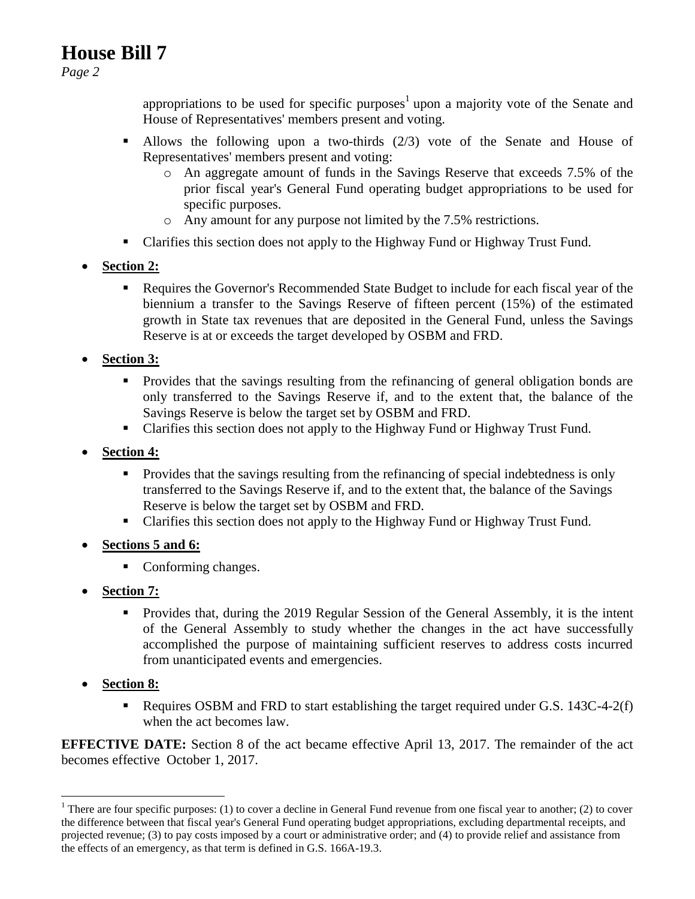appropriations to be used for specific purposes[1] upon a majority vote of the Senate and House of Representatives' members present and voting.

- Allows the following upon a two-thirds (2/3) vote of the Senate and House of Representatives' members present and voting:
  - An aggregate amount of funds in the Savings Reserve that exceeds 7.5% of the prior fiscal year's General Fund operating budget appropriations to be used for specific purposes.
  - Any amount for any purpose not limited by the 7.5% restrictions.
- Clarifies this section does not apply to the Highway Fund or Highway Trust Fund.

- **Section 2:**
  - Requires the Governor's Recommended State Budget to include for each fiscal year of the biennium a transfer to the Savings Reserve of fifteen percent (15%) of the estimated growth in State tax revenues that are deposited in the General Fund, unless the Savings Reserve is at or exceeds the target developed by OSBM and FRD.

- **Section 3:**
  - Provides that the savings resulting from the refinancing of general obligation bonds are only transferred to the Savings Reserve if, and to the extent that, the balance of the Savings Reserve is below the target set by OSBM and FRD.
  - Clarifies this section does not apply to the Highway Fund or Highway Trust Fund.

- **Section 4:**
  - Provides that the savings resulting from the refinancing of special indebtedness is only transferred to the Savings Reserve if, and to the extent that, the balance of the Savings Reserve is below the target set by OSBM and FRD.
  - Clarifies this section does not apply to the Highway Fund or Highway Trust Fund.

- **Sections 5 and 6:**
  - Conforming changes.

- **Section 7:**
  - Provides that, during the 2019 Regular Session of the General Assembly, it is the intent of the General Assembly to study whether the changes in the act have successfully accomplished the purpose of maintaining sufficient reserves to address costs incurred from unanticipated events and emergencies.

- **Section 8:**
  - Requires OSBM and FRD to start establishing the target required under G.S. 143C-4-2(f) when the act becomes law.

**EFFECTIVE DATE:** Section 8 of the act became effective April 13, 2017. The remainder of the act becomes effective October 1, 2017.

[1] There are four specific purposes: (1) to cover a decline in General Fund revenue from one fiscal year to another; (2) to cover the difference between that fiscal year's General Fund operating budget appropriations, excluding departmental receipts, and projected revenue; (3) to pay costs imposed by a court or administrative order; and (4) to provide relief and assistance from the effects of an emergency, as that term is defined in G.S. 166A-19.3.